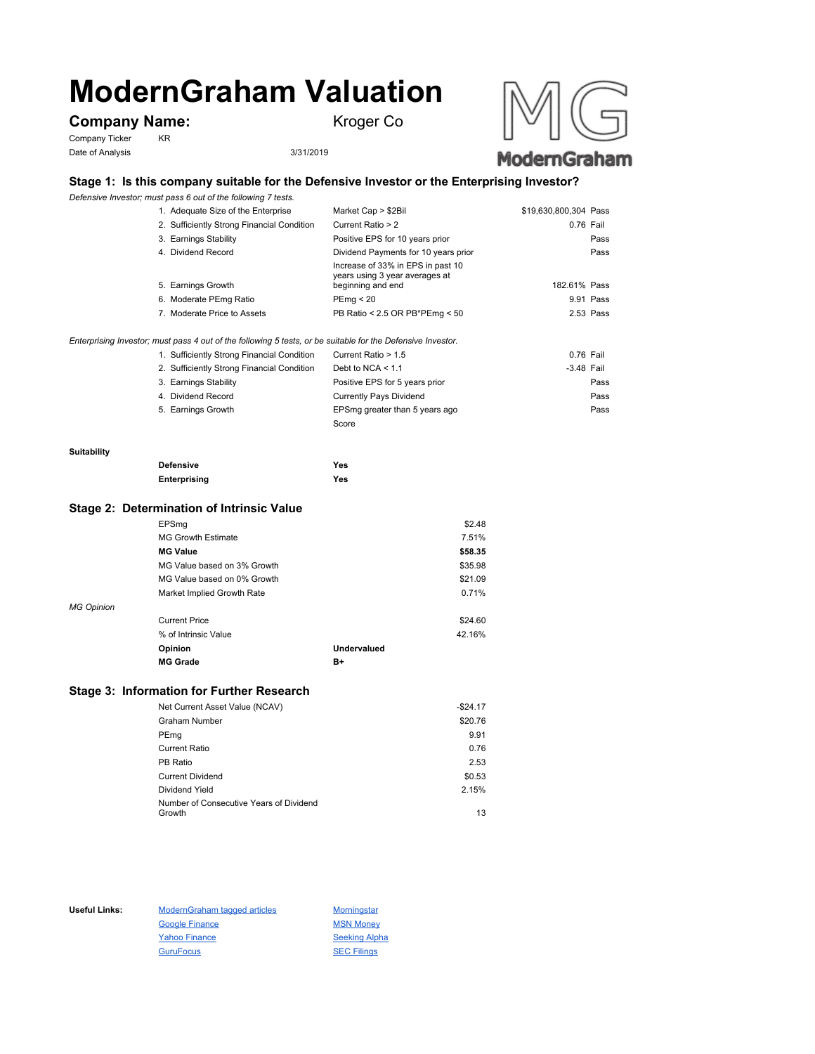# ModernGraham Valuation

**Company Name:** Kroger Co

Company Ticker KR

Date of Analysis 3/31/2019

## Stage 1: Is this company suitable for the Defensive Investor or the Enterprising Investor?

*Defensive Investor; must pass 6 out of the following 7 tests.*

| Test | Criterion | Value | Result |
|---|---|---|---|
| 1. Adequate Size of the Enterprise | Market Cap > $2Bil | $19,630,800,304 | Pass |
| 2. Sufficiently Strong Financial Condition | Current Ratio > 2 | 0.76 | Fail |
| 3. Earnings Stability | Positive EPS for 10 years prior | | Pass |
| 4. Dividend Record | Dividend Payments for 10 years prior | | Pass |
| 5. Earnings Growth | Increase of 33% in EPS in past 10 years using 3 year averages at beginning and end | 182.61% | Pass |
| 6. Moderate PEmg Ratio | PEmg < 20 | 9.91 | Pass |
| 7. Moderate Price to Assets | PB Ratio < 2.5 OR PB*PEmg < 50 | 2.53 | Pass |

*Enterprising Investor; must pass 4 out of the following 5 tests, or be suitable for the Defensive Investor.*

| Test | Criterion | Value | Result |
|---|---|---|---|
| 1. Sufficiently Strong Financial Condition | Current Ratio > 1.5 | 0.76 | Fail |
| 2. Sufficiently Strong Financial Condition | Debt to NCA < 1.1 | -3.48 | Fail |
| 3. Earnings Stability | Positive EPS for 5 years prior | | Pass |
| 4. Dividend Record | Currently Pays Dividend | | Pass |
| 5. Earnings Growth | EPSmg greater than 5 years ago | | Pass |
| | Score | | |

**Suitability**

| | |
|---|---|
| **Defensive** | **Yes** |
| **Enterprising** | **Yes** |

## Stage 2: Determination of Intrinsic Value

| | | |
|---|---|---|
| EPSmg | | $2.48 |
| MG Growth Estimate | | 7.51% |
| **MG Value** | | **$58.35** |
| MG Value based on 3% Growth | | $35.98 |
| MG Value based on 0% Growth | | $21.09 |
| Market Implied Growth Rate | | 0.71% |

*MG Opinion*

| | | |
|---|---|---|
| Current Price | | $24.60 |
| % of Intrinsic Value | | 42.16% |
| **Opinion** | **Undervalued** | |
| **MG Grade** | **B+** | |

## Stage 3: Information for Further Research

| | |
|---|---|
| Net Current Asset Value (NCAV) | -$24.17 |
| Graham Number | $20.76 |
| PEmg | 9.91 |
| Current Ratio | 0.76 |
| PB Ratio | 2.53 |
| Current Dividend | $0.53 |
| Dividend Yield | 2.15% |
| Number of Consecutive Years of Dividend Growth | 13 |

**Useful Links:**

| | |
|---|---|
| ModernGraham tagged articles | Morningstar |
| Google Finance | MSN Money |
| Yahoo Finance | Seeking Alpha |
| GuruFocus | SEC Filings |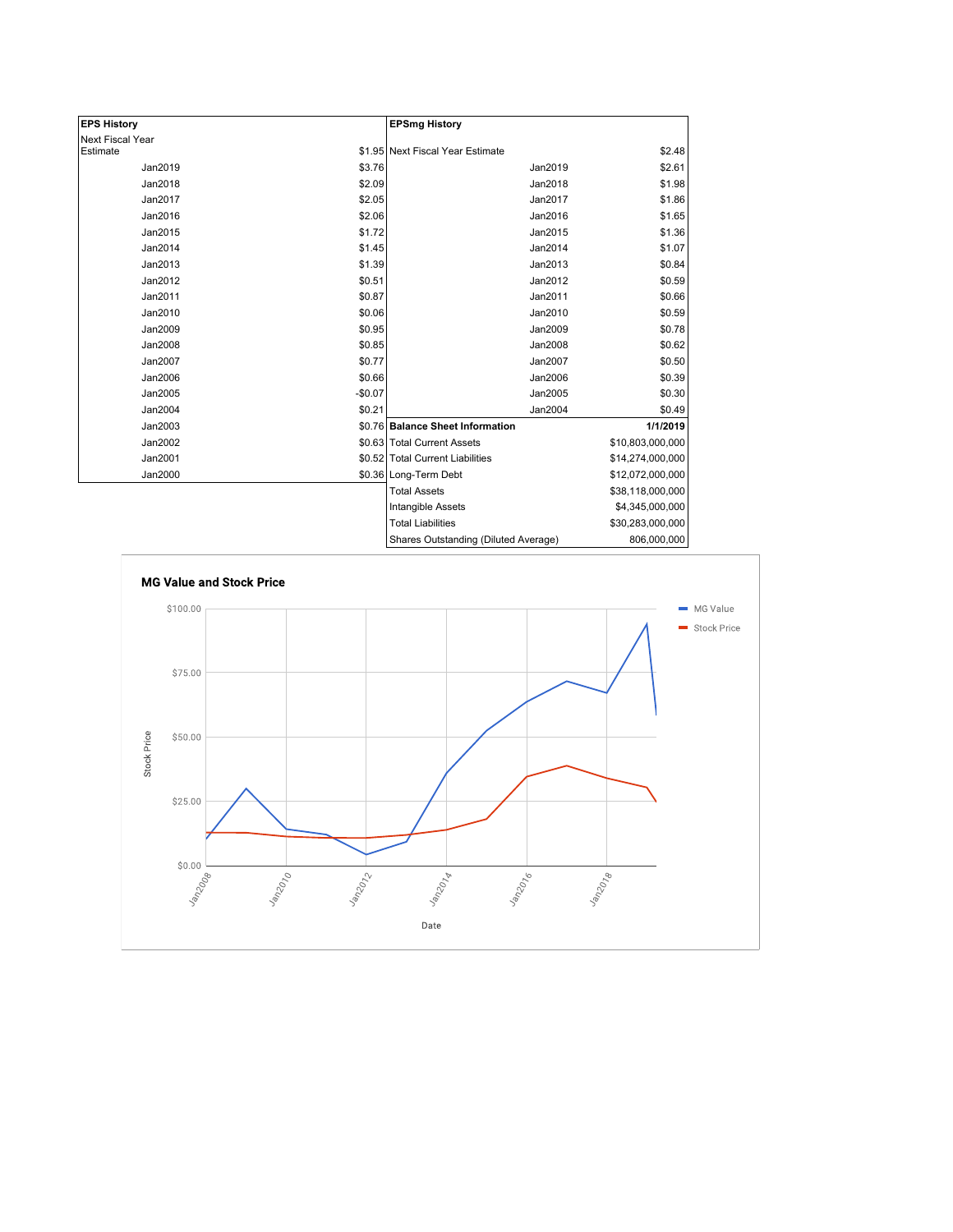| EPS History | |
|---|---|
| Next Fiscal Year Estimate | $1.95 |
| Jan2019 | $3.76 |
| Jan2018 | $2.09 |
| Jan2017 | $2.05 |
| Jan2016 | $2.06 |
| Jan2015 | $1.72 |
| Jan2014 | $1.45 |
| Jan2013 | $1.39 |
| Jan2012 | $0.51 |
| Jan2011 | $0.87 |
| Jan2010 | $0.06 |
| Jan2009 | $0.95 |
| Jan2008 | $0.85 |
| Jan2007 | $0.77 |
| Jan2006 | $0.66 |
| Jan2005 | -$0.07 |
| Jan2004 | $0.21 |
| Jan2003 | $0.76 |
| Jan2002 | $0.63 |
| Jan2001 | $0.52 |
| Jan2000 | $0.36 |

| EPSmg History | |
|---|---|
| Next Fiscal Year Estimate | $2.48 |
| Jan2019 | $2.61 |
| Jan2018 | $1.98 |
| Jan2017 | $1.86 |
| Jan2016 | $1.65 |
| Jan2015 | $1.36 |
| Jan2014 | $1.07 |
| Jan2013 | $0.84 |
| Jan2012 | $0.59 |
| Jan2011 | $0.66 |
| Jan2010 | $0.59 |
| Jan2009 | $0.78 |
| Jan2008 | $0.62 |
| Jan2007 | $0.50 |
| Jan2006 | $0.39 |
| Jan2005 | $0.30 |
| Jan2004 | $0.49 |

| Balance Sheet Information | 1/1/2019 |
|---|---|
| Total Current Assets | $10,803,000,000 |
| Total Current Liabilities | $14,274,000,000 |
| Long-Term Debt | $12,072,000,000 |
| Total Assets | $38,118,000,000 |
| Intangible Assets | $4,345,000,000 |
| Total Liabilities | $30,283,000,000 |
| Shares Outstanding (Diluted Average) | 806,000,000 |

**MG Value and Stock Price**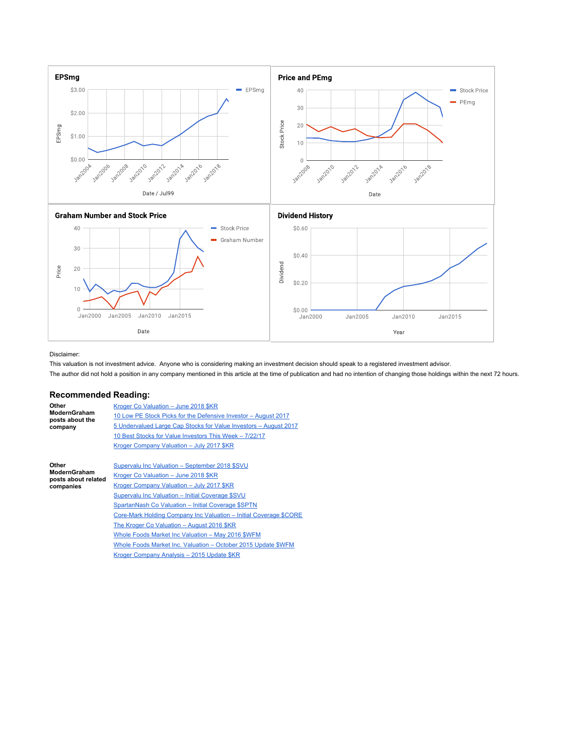## EPSmg

$3.00
$2.00
$1.00
$0.00

EPSmg

Jan2004 Jan2006 Jan2008 Jan2010 Jan2012 Jan2014 Jan2016 Jan2018

Date / Jul99

## Price and PEmg

40
30
20
10
0

Stock Price

PEmg

Jan2008 Jan2010 Jan2012 Jan2014 Jan2016 Jan2018

Date

## Graham Number and Stock Price

40
30
20
10
0

Price

Stock Price

Graham Number

Jan2000 Jan2005 Jan2010 Jan2015

Date

## Dividend History

$0.60
$0.40
$0.20
$0.00

Dividend

Jan2000 Jan2005 Jan2010 Jan2015

Year

Disclaimer:

This valuation is not investment advice. Anyone who is considering making an investment decision should speak to a registered investment advisor.

The author did not hold a position in any company mentioned in this article at the time of publication and had no intention of changing those holdings within the next 72 hours.

## Recommended Reading:

| | |
|---|---|
| **Other ModernGraham posts about the company** | Kroger Co Valuation – June 2018 $KR<br>10 Low PE Stock Picks for the Defensive Investor – August 2017<br>5 Undervalued Large Cap Stocks for Value Investors – August 2017<br>10 Best Stocks for Value Investors This Week – 7/22/17<br>Kroger Company Valuation – July 2017 $KR |
| **Other ModernGraham posts about related companies** | Supervalu Inc Valuation – September 2018 $SVU<br>Kroger Co Valuation – June 2018 $KR<br>Kroger Company Valuation – July 2017 $KR<br>Supervalu Inc Valuation – Initial Coverage $SVU<br>SpartanNash Co Valuation – Initial Coverage $SPTN<br>Core-Mark Holding Company Inc Valuation – Initial Coverage $CORE<br>The Kroger Co Valuation – August 2016 $KR<br>Whole Foods Market Inc Valuation – May 2016 $WFM<br>Whole Foods Market Inc. Valuation – October 2015 Update $WFM<br>Kroger Company Analysis – 2015 Update $KR |